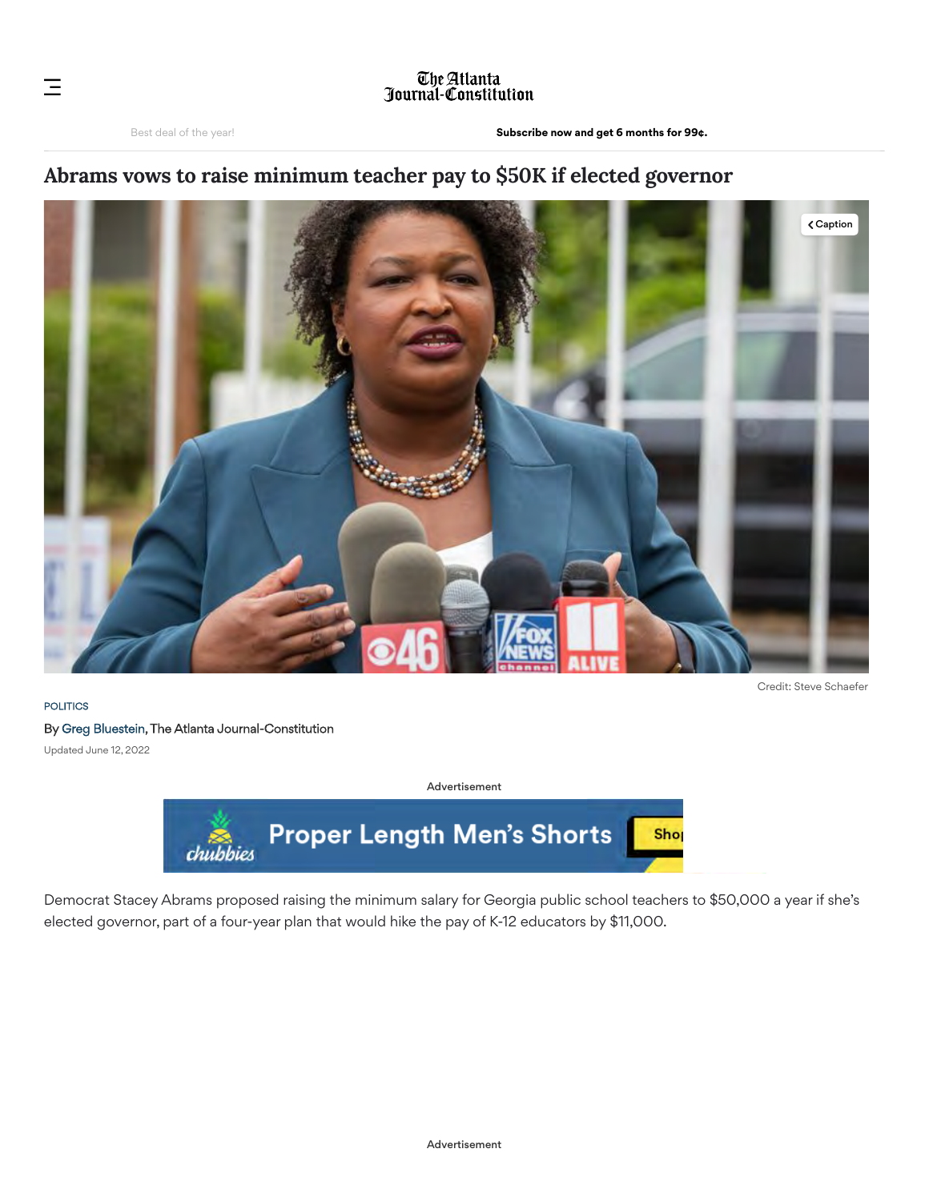# Abrams vows to raise minimum teacher pay to $50K if elected governor

Credit: Steve Schaefer

POLITICS

By Greg Bluestein, The Atlanta Journal-Constitution

Updated June 12, 2022

Democrat Stacey Abrams proposed raising the minimum salary for Georgia public school teachers to $50,000 a year if she's elected governor, part of a four-year plan that would hike the pay of K-12 educators by $11,000.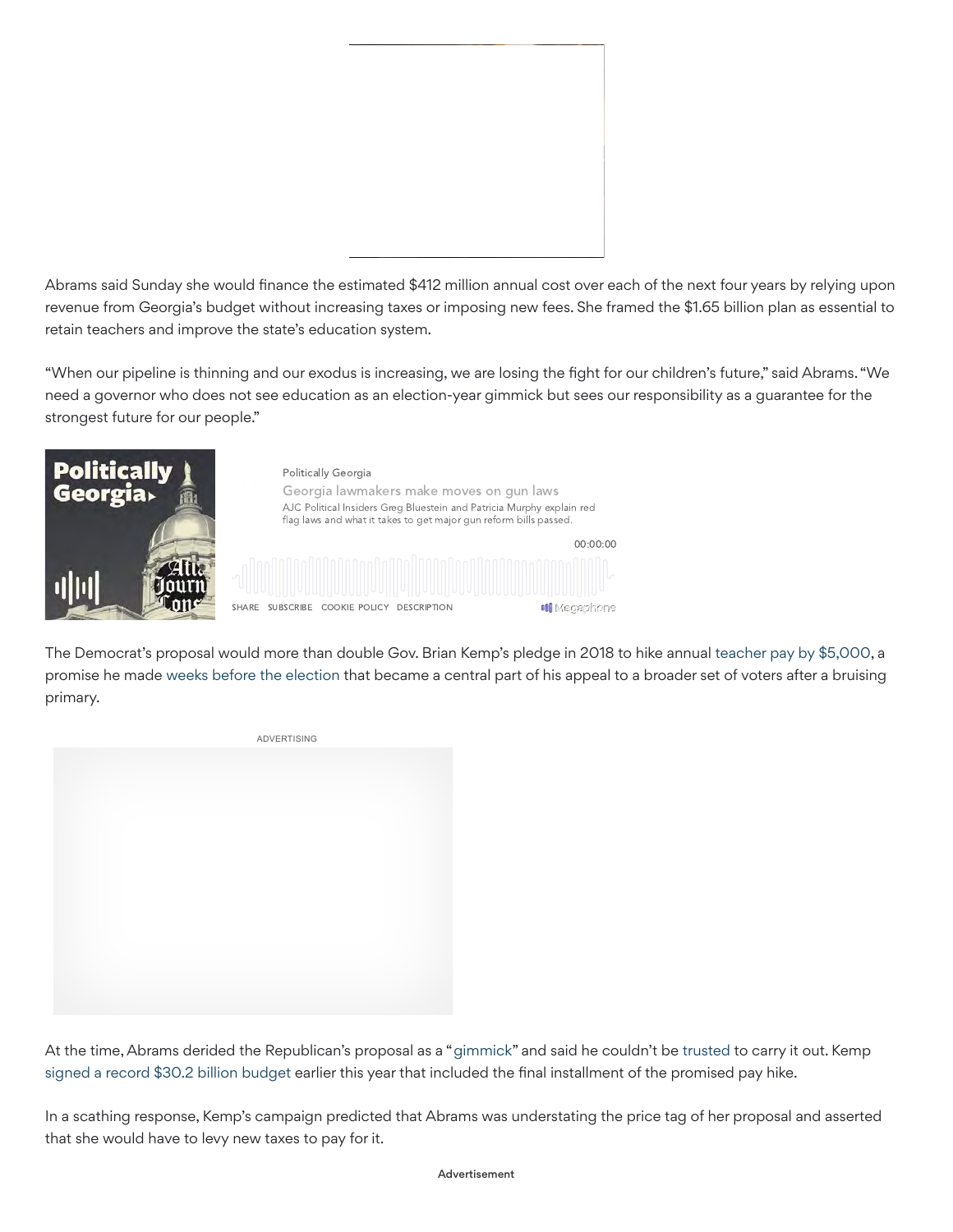Abrams said Sunday she would finance the estimated $412 million annual cost over each of the next four years by relying upon revenue from Georgia's budget without increasing taxes or imposing new fees. She framed the $1.65 billion plan as essential to retain teachers and improve the state's education system.

"When our pipeline is thinning and our exodus is increasing, we are losing the fight for our children's future," said Abrams. "We need a governor who does not see education as an election-year gimmick but sees our responsibility as a guarantee for the strongest future for our people."

The Democrat's proposal would more than double Gov. Brian Kemp's pledge in 2018 to hike annual teacher pay by $5,000, a promise he made weeks before the election that became a central part of his appeal to a broader set of voters after a bruising primary.

At the time, Abrams derided the Republican's proposal as a "gimmick" and said he couldn't be trusted to carry it out. Kemp signed a record $30.2 billion budget earlier this year that included the final installment of the promised pay hike.

In a scathing response, Kemp's campaign predicted that Abrams was understating the price tag of her proposal and asserted that she would have to levy new taxes to pay for it.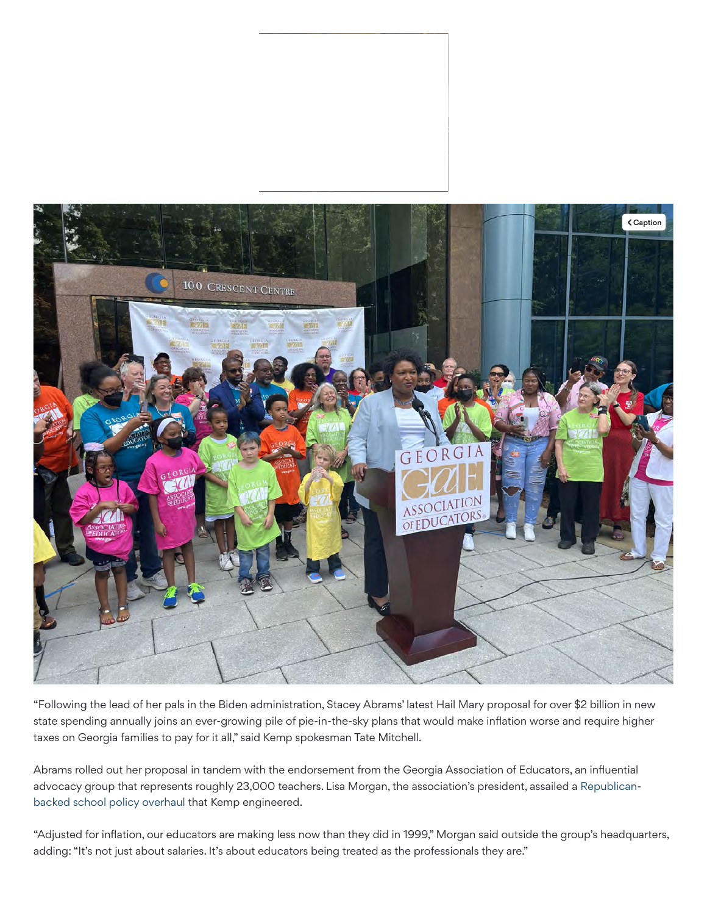"Following the lead of her pals in the Biden administration, Stacey Abrams' latest Hail Mary proposal for over $2 billion in new state spending annually joins an ever-growing pile of pie-in-the-sky plans that would make inflation worse and require higher taxes on Georgia families to pay for it all," said Kemp spokesman Tate Mitchell.

Abrams rolled out her proposal in tandem with the endorsement from the Georgia Association of Educators, an influential advocacy group that represents roughly 23,000 teachers. Lisa Morgan, the association's president, assailed a Republican-backed school policy overhaul that Kemp engineered.

"Adjusted for inflation, our educators are making less now than they did in 1999," Morgan said outside the group's headquarters, adding: "It's not just about salaries. It's about educators being treated as the professionals they are."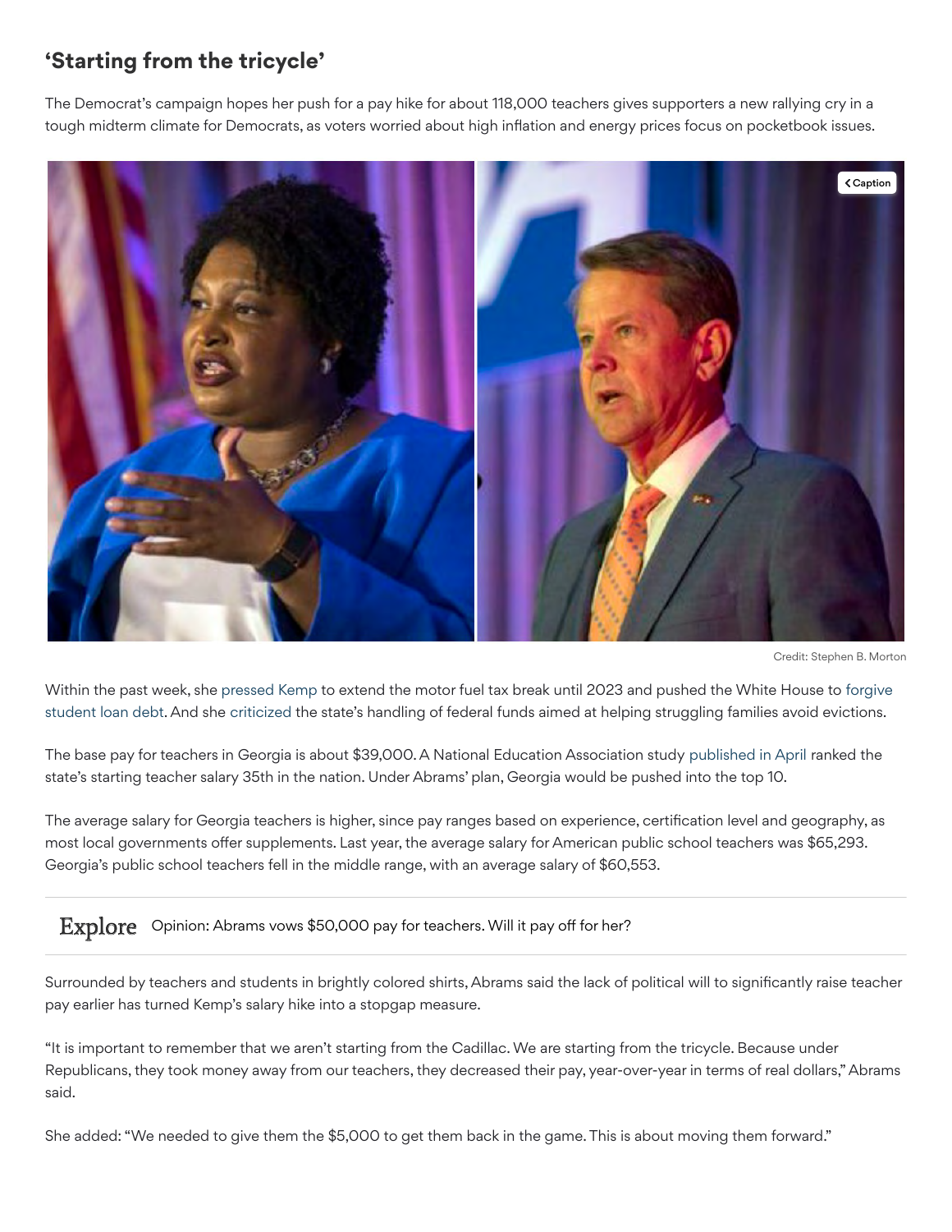## 'Starting from the tricycle'

The Democrat's campaign hopes her push for a pay hike for about 118,000 teachers gives supporters a new rallying cry in a tough midterm climate for Democrats, as voters worried about high inflation and energy prices focus on pocketbook issues.

Credit: Stephen B. Morton

Within the past week, she pressed Kemp to extend the motor fuel tax break until 2023 and pushed the White House to forgive student loan debt. And she criticized the state's handling of federal funds aimed at helping struggling families avoid evictions.

The base pay for teachers in Georgia is about $39,000. A National Education Association study published in April ranked the state's starting teacher salary 35th in the nation. Under Abrams' plan, Georgia would be pushed into the top 10.

The average salary for Georgia teachers is higher, since pay ranges based on experience, certification level and geography, as most local governments offer supplements. Last year, the average salary for American public school teachers was $65,293. Georgia's public school teachers fell in the middle range, with an average salary of $60,553.

Explore Opinion: Abrams vows $50,000 pay for teachers. Will it pay off for her?

Surrounded by teachers and students in brightly colored shirts, Abrams said the lack of political will to significantly raise teacher pay earlier has turned Kemp's salary hike into a stopgap measure.

"It is important to remember that we aren't starting from the Cadillac. We are starting from the tricycle. Because under Republicans, they took money away from our teachers, they decreased their pay, year-over-year in terms of real dollars," Abrams said.

She added: "We needed to give them the $5,000 to get them back in the game. This is about moving them forward."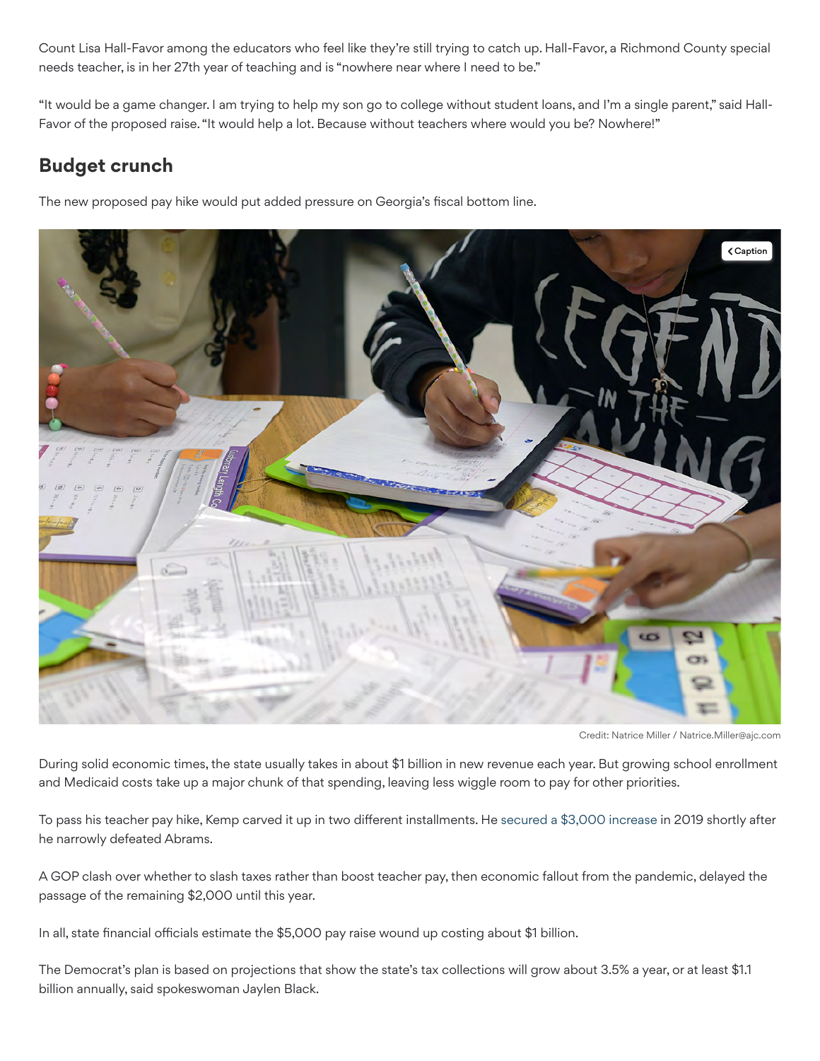Count Lisa Hall-Favor among the educators who feel like they're still trying to catch up. Hall-Favor, a Richmond County special needs teacher, is in her 27th year of teaching and is "nowhere near where I need to be."

"It would be a game changer. I am trying to help my son go to college without student loans, and I'm a single parent," said Hall-Favor of the proposed raise. "It would help a lot. Because without teachers where would you be? Nowhere!"

## Budget crunch

The new proposed pay hike would put added pressure on Georgia's fiscal bottom line.

Credit: Natrice Miller / Natrice.Miller@ajc.com

During solid economic times, the state usually takes in about $1 billion in new revenue each year. But growing school enrollment and Medicaid costs take up a major chunk of that spending, leaving less wiggle room to pay for other priorities.

To pass his teacher pay hike, Kemp carved it up in two different installments. He secured a $3,000 increase in 2019 shortly after he narrowly defeated Abrams.

A GOP clash over whether to slash taxes rather than boost teacher pay, then economic fallout from the pandemic, delayed the passage of the remaining $2,000 until this year.

In all, state financial officials estimate the $5,000 pay raise wound up costing about $1 billion.

The Democrat's plan is based on projections that show the state's tax collections will grow about 3.5% a year, or at least $1.1 billion annually, said spokeswoman Jaylen Black.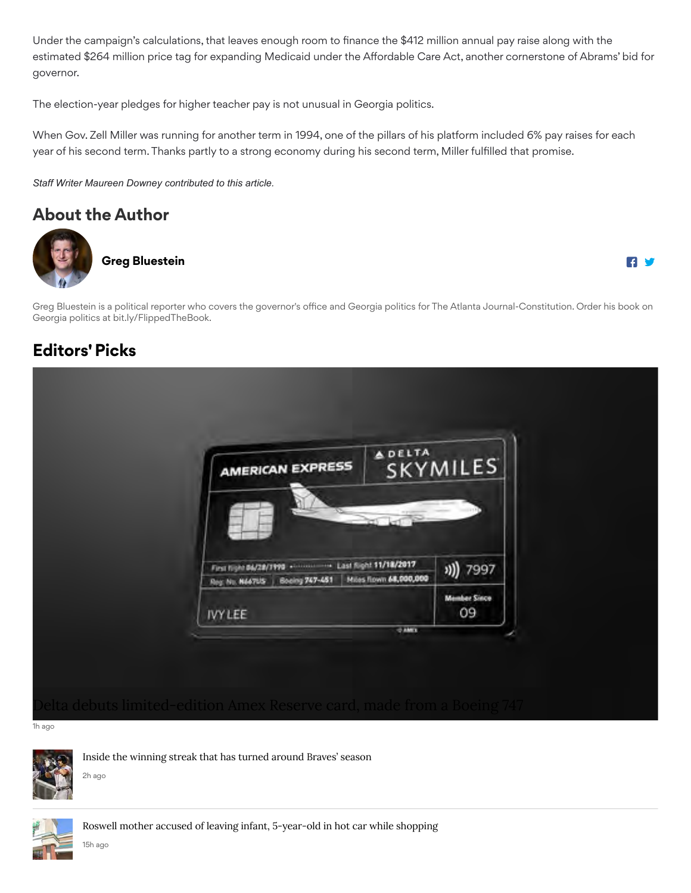Under the campaign's calculations, that leaves enough room to finance the $412 million annual pay raise along with the estimated $264 million price tag for expanding Medicaid under the Affordable Care Act, another cornerstone of Abrams' bid for governor.

The election-year pledges for higher teacher pay is not unusual in Georgia politics.

When Gov. Zell Miller was running for another term in 1994, one of the pillars of his platform included 6% pay raises for each year of his second term. Thanks partly to a strong economy during his second term, Miller fulfilled that promise.

*Staff Writer Maureen Downey contributed to this article.*

## About the Author

**Greg Bluestein**

Greg Bluestein is a political reporter who covers the governor's office and Georgia politics for The Atlanta Journal-Constitution. Order his book on Georgia politics at bit.ly/FlippedTheBook.

## Editors' Picks

Delta debuts limited-edition Amex Reserve card, made from a Boeing 747

1h ago

Inside the winning streak that has turned around Braves' season

2h ago

Roswell mother accused of leaving infant, 5-year-old in hot car while shopping

15h ago